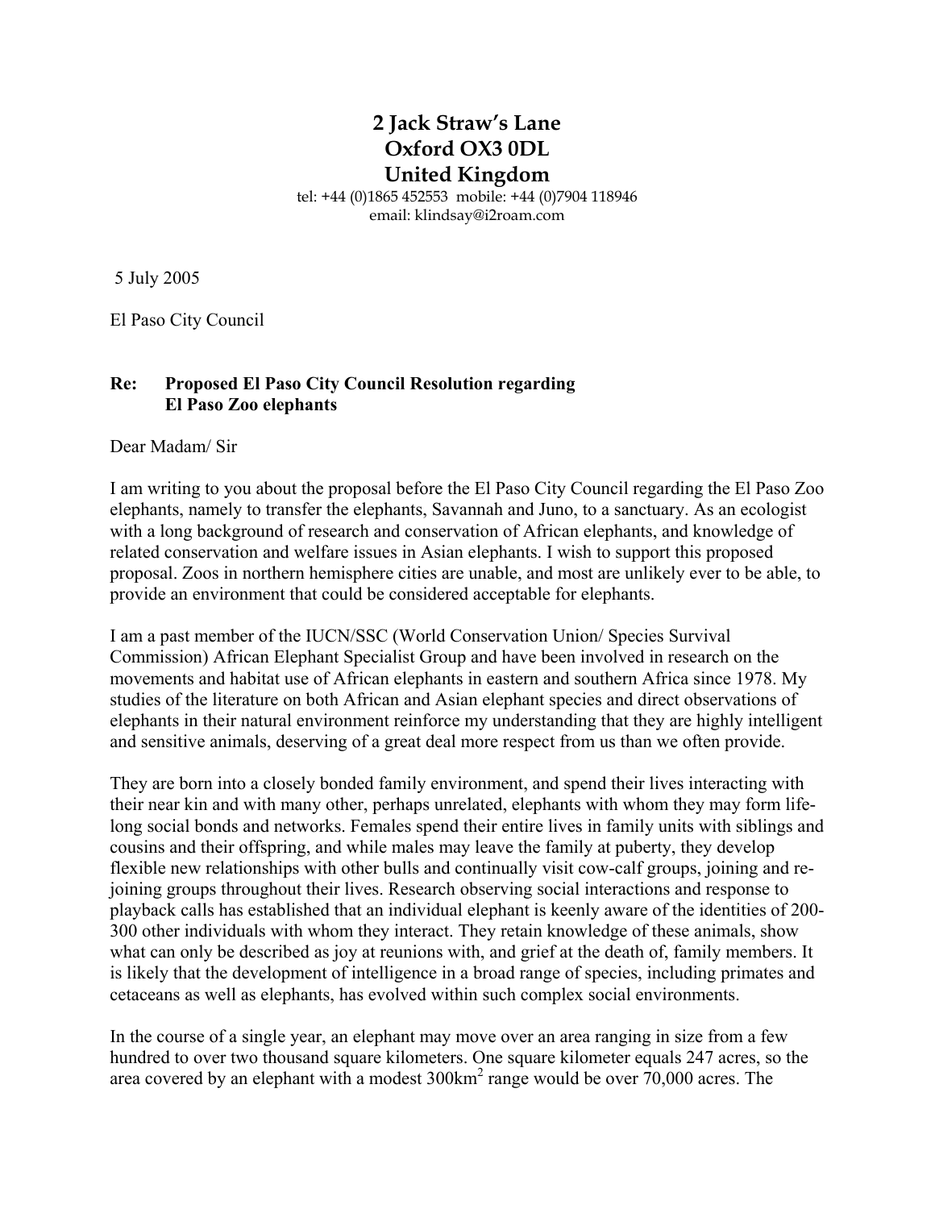**2 Jack Straw's Lane**
**Oxford OX3 0DL**
**United Kingdom**

tel: +44 (0)1865 452553 mobile: +44 (0)7904 118946
email: klindsay@i2roam.com

5 July 2005

El Paso City Council

**Re: Proposed El Paso City Council Resolution regarding El Paso Zoo elephants**

Dear Madam/ Sir

I am writing to you about the proposal before the El Paso City Council regarding the El Paso Zoo elephants, namely to transfer the elephants, Savannah and Juno, to a sanctuary. As an ecologist with a long background of research and conservation of African elephants, and knowledge of related conservation and welfare issues in Asian elephants. I wish to support this proposed proposal. Zoos in northern hemisphere cities are unable, and most are unlikely ever to be able, to provide an environment that could be considered acceptable for elephants.

I am a past member of the IUCN/SSC (World Conservation Union/ Species Survival Commission) African Elephant Specialist Group and have been involved in research on the movements and habitat use of African elephants in eastern and southern Africa since 1978. My studies of the literature on both African and Asian elephant species and direct observations of elephants in their natural environment reinforce my understanding that they are highly intelligent and sensitive animals, deserving of a great deal more respect from us than we often provide.

They are born into a closely bonded family environment, and spend their lives interacting with their near kin and with many other, perhaps unrelated, elephants with whom they may form life-long social bonds and networks. Females spend their entire lives in family units with siblings and cousins and their offspring, and while males may leave the family at puberty, they develop flexible new relationships with other bulls and continually visit cow-calf groups, joining and re-joining groups throughout their lives. Research observing social interactions and response to playback calls has established that an individual elephant is keenly aware of the identities of 200-300 other individuals with whom they interact. They retain knowledge of these animals, show what can only be described as joy at reunions with, and grief at the death of, family members. It is likely that the development of intelligence in a broad range of species, including primates and cetaceans as well as elephants, has evolved within such complex social environments.

In the course of a single year, an elephant may move over an area ranging in size from a few hundred to over two thousand square kilometers. One square kilometer equals 247 acres, so the area covered by an elephant with a modest 300km$^2$ range would be over 70,000 acres. The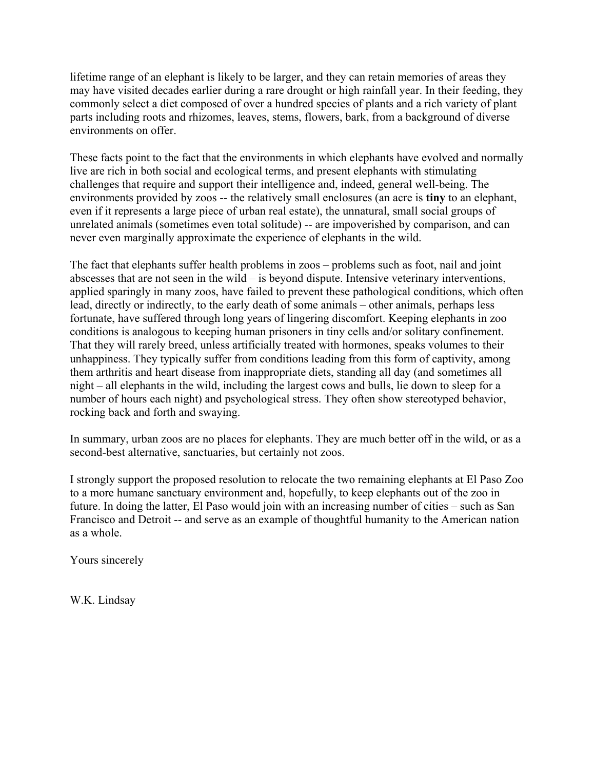lifetime range of an elephant is likely to be larger, and they can retain memories of areas they may have visited decades earlier during a rare drought or high rainfall year. In their feeding, they commonly select a diet composed of over a hundred species of plants and a rich variety of plant parts including roots and rhizomes, leaves, stems, flowers, bark, from a background of diverse environments on offer.

These facts point to the fact that the environments in which elephants have evolved and normally live are rich in both social and ecological terms, and present elephants with stimulating challenges that require and support their intelligence and, indeed, general well-being. The environments provided by zoos -- the relatively small enclosures (an acre is **tiny** to an elephant, even if it represents a large piece of urban real estate), the unnatural, small social groups of unrelated animals (sometimes even total solitude) -- are impoverished by comparison, and can never even marginally approximate the experience of elephants in the wild.

The fact that elephants suffer health problems in zoos – problems such as foot, nail and joint abscesses that are not seen in the wild – is beyond dispute. Intensive veterinary interventions, applied sparingly in many zoos, have failed to prevent these pathological conditions, which often lead, directly or indirectly, to the early death of some animals – other animals, perhaps less fortunate, have suffered through long years of lingering discomfort. Keeping elephants in zoo conditions is analogous to keeping human prisoners in tiny cells and/or solitary confinement. That they will rarely breed, unless artificially treated with hormones, speaks volumes to their unhappiness. They typically suffer from conditions leading from this form of captivity, among them arthritis and heart disease from inappropriate diets, standing all day (and sometimes all night – all elephants in the wild, including the largest cows and bulls, lie down to sleep for a number of hours each night) and psychological stress. They often show stereotyped behavior, rocking back and forth and swaying.

In summary, urban zoos are no places for elephants. They are much better off in the wild, or as a second-best alternative, sanctuaries, but certainly not zoos.

I strongly support the proposed resolution to relocate the two remaining elephants at El Paso Zoo to a more humane sanctuary environment and, hopefully, to keep elephants out of the zoo in future. In doing the latter, El Paso would join with an increasing number of cities – such as San Francisco and Detroit -- and serve as an example of thoughtful humanity to the American nation as a whole.

Yours sincerely

W.K. Lindsay